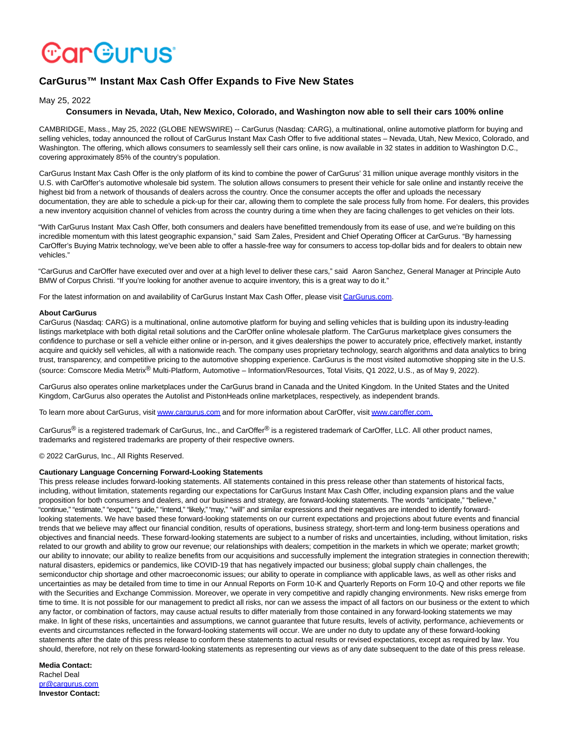CarGurus

# CarGurus™ Instant Max Cash Offer Expands to Five New States

May 25, 2022

**Consumers in Nevada, Utah, New Mexico, Colorado, and Washington now able to sell their cars 100% online**

CAMBRIDGE, Mass., May 25, 2022 (GLOBE NEWSWIRE) -- CarGurus (Nasdaq: CARG), a multinational, online automotive platform for buying and selling vehicles, today announced the rollout of CarGurus Instant Max Cash Offer to five additional states – Nevada, Utah, New Mexico, Colorado, and Washington. The offering, which allows consumers to seamlessly sell their cars online, is now available in 32 states in addition to Washington D.C., covering approximately 85% of the country's population.

CarGurus Instant Max Cash Offer is the only platform of its kind to combine the power of CarGurus' 31 million unique average monthly visitors in the U.S. with CarOffer's automotive wholesale bid system. The solution allows consumers to present their vehicle for sale online and instantly receive the highest bid from a network of thousands of dealers across the country. Once the consumer accepts the offer and uploads the necessary documentation, they are able to schedule a pick-up for their car, allowing them to complete the sale process fully from home. For dealers, this provides a new inventory acquisition channel of vehicles from across the country during a time when they are facing challenges to get vehicles on their lots.

"With CarGurus Instant Max Cash Offer, both consumers and dealers have benefitted tremendously from its ease of use, and we're building on this incredible momentum with this latest geographic expansion," said Sam Zales, President and Chief Operating Officer at CarGurus. "By harnessing CarOffer's Buying Matrix technology, we've been able to offer a hassle-free way for consumers to access top-dollar bids and for dealers to obtain new vehicles."

"CarGurus and CarOffer have executed over and over at a high level to deliver these cars," said Aaron Sanchez, General Manager at Principle Auto BMW of Corpus Christi. "If you're looking for another avenue to acquire inventory, this is a great way to do it."

For the latest information on and availability of CarGurus Instant Max Cash Offer, please visit CarGurus.com.

**About CarGurus**

CarGurus (Nasdaq: CARG) is a multinational, online automotive platform for buying and selling vehicles that is building upon its industry-leading listings marketplace with both digital retail solutions and the CarOffer online wholesale platform. The CarGurus marketplace gives consumers the confidence to purchase or sell a vehicle either online or in-person, and it gives dealerships the power to accurately price, effectively market, instantly acquire and quickly sell vehicles, all with a nationwide reach. The company uses proprietary technology, search algorithms and data analytics to bring trust, transparency, and competitive pricing to the automotive shopping experience. CarGurus is the most visited automotive shopping site in the U.S. (source: Comscore Media Metrix® Multi-Platform, Automotive – Information/Resources, Total Visits, Q1 2022, U.S., as of May 9, 2022).

CarGurus also operates online marketplaces under the CarGurus brand in Canada and the United Kingdom. In the United States and the United Kingdom, CarGurus also operates the Autolist and PistonHeads online marketplaces, respectively, as independent brands.

To learn more about CarGurus, visit www.cargurus.com and for more information about CarOffer, visit www.caroffer.com.

CarGurus® is a registered trademark of CarGurus, Inc., and CarOffer® is a registered trademark of CarOffer, LLC. All other product names, trademarks and registered trademarks are property of their respective owners.

© 2022 CarGurus, Inc., All Rights Reserved.

**Cautionary Language Concerning Forward-Looking Statements**

This press release includes forward-looking statements. All statements contained in this press release other than statements of historical facts, including, without limitation, statements regarding our expectations for CarGurus Instant Max Cash Offer, including expansion plans and the value proposition for both consumers and dealers, and our business and strategy, are forward-looking statements. The words "anticipate," "believe," "continue," "estimate," "expect," "guide," "intend," "likely," "may," "will" and similar expressions and their negatives are intended to identify forward-looking statements. We have based these forward-looking statements on our current expectations and projections about future events and financial trends that we believe may affect our financial condition, results of operations, business strategy, short-term and long-term business operations and objectives and financial needs. These forward-looking statements are subject to a number of risks and uncertainties, including, without limitation, risks related to our growth and ability to grow our revenue; our relationships with dealers; competition in the markets in which we operate; market growth; our ability to innovate; our ability to realize benefits from our acquisitions and successfully implement the integration strategies in connection therewith; natural disasters, epidemics or pandemics, like COVID-19 that has negatively impacted our business; global supply chain challenges, the semiconductor chip shortage and other macroeconomic issues; our ability to operate in compliance with applicable laws, as well as other risks and uncertainties as may be detailed from time to time in our Annual Reports on Form 10-K and Quarterly Reports on Form 10-Q and other reports we file with the Securities and Exchange Commission. Moreover, we operate in very competitive and rapidly changing environments. New risks emerge from time to time. It is not possible for our management to predict all risks, nor can we assess the impact of all factors on our business or the extent to which any factor, or combination of factors, may cause actual results to differ materially from those contained in any forward-looking statements we may make. In light of these risks, uncertainties and assumptions, we cannot guarantee that future results, levels of activity, performance, achievements or events and circumstances reflected in the forward-looking statements will occur. We are under no duty to update any of these forward-looking statements after the date of this press release to conform these statements to actual results or revised expectations, except as required by law. You should, therefore, not rely on these forward-looking statements as representing our views as of any date subsequent to the date of this press release.

**Media Contact:**
Rachel Deal
pr@cargurus.com
**Investor Contact:**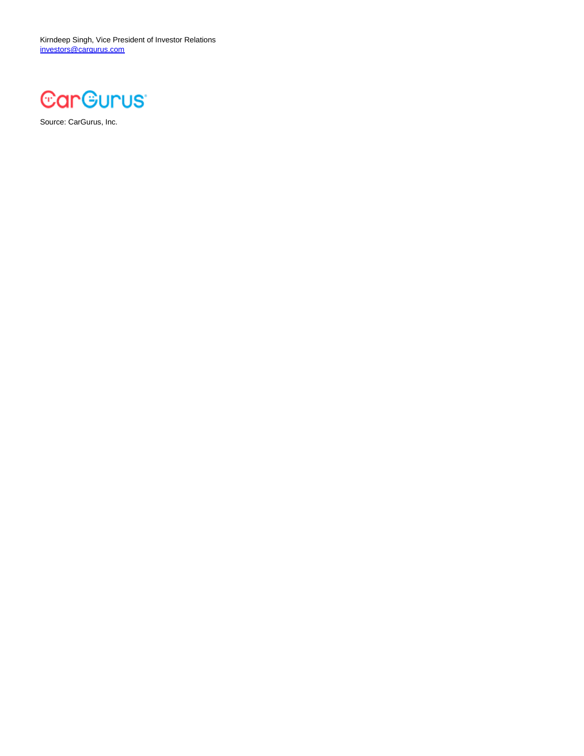Kirndeep Singh, Vice President of Investor Relations
investors@cargurus.com

Source: CarGurus, Inc.